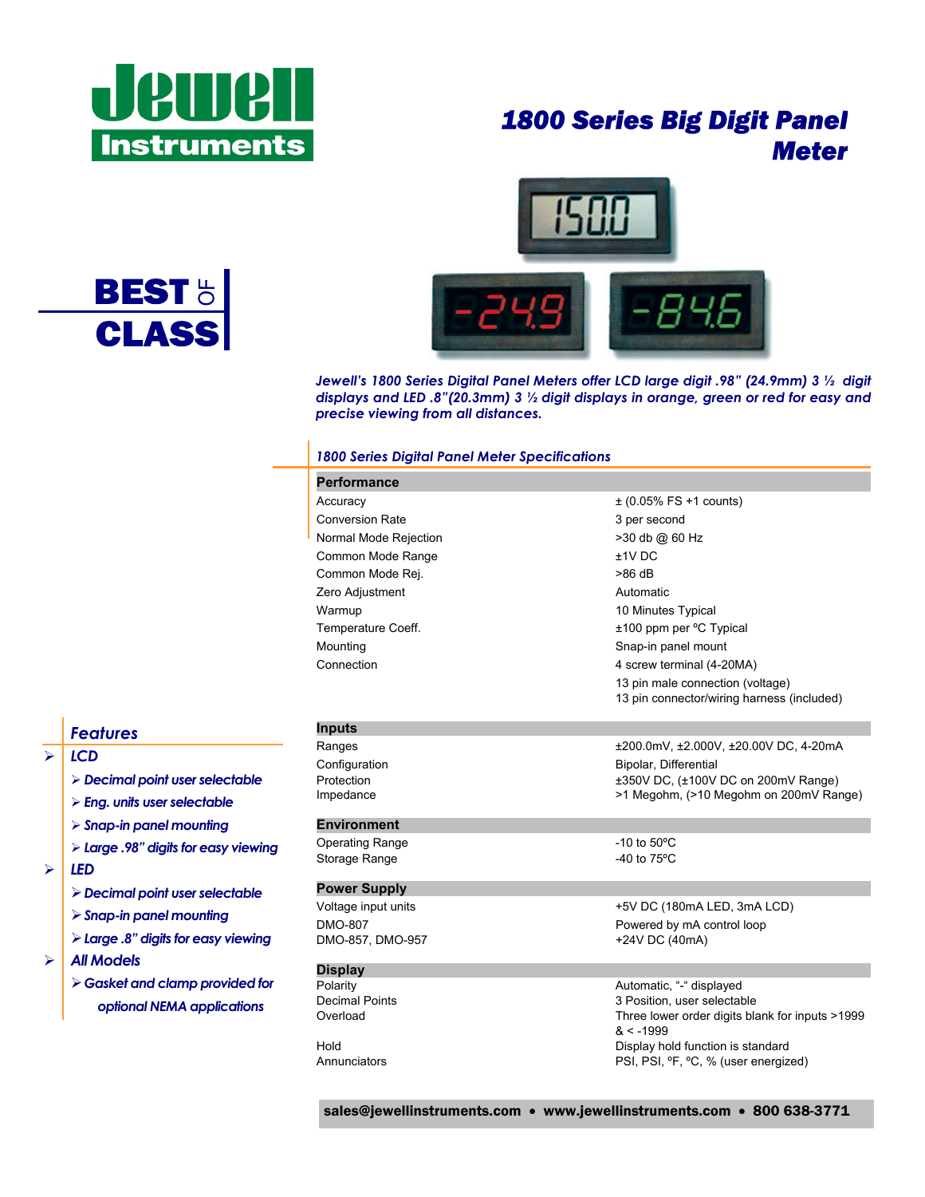# Jewell Instruments

## 1800 Series Big Digit Panel Meter

**BEST OF CLASS**

*Jewell's 1800 Series Digital Panel Meters offer LCD large digit .98" (24.9mm) 3 ½ digit displays and LED .8"(20.3mm) 3 ½ digit displays in orange, green or red for easy and precise viewing from all distances.*

### Features

- **LCD**
  - Decimal point user selectable
  - Eng. units user selectable
  - Snap-in panel mounting
  - Large .98" digits for easy viewing
- **LED**
  - Decimal point user selectable
  - Snap-in panel mounting
  - Large .8" digits for easy viewing
- **All Models**
  - Gasket and clamp provided for optional NEMA applications

### 1800 Series Digital Panel Meter Specifications

| **Performance** | |
|---|---|
| Accuracy | ± (0.05% FS +1 counts) |
| Conversion Rate | 3 per second |
| Normal Mode Rejection | >30 db @ 60 Hz |
| Common Mode Range | ±1V DC |
| Common Mode Rej. | >86 dB |
| Zero Adjustment | Automatic |
| Warmup | 10 Minutes Typical |
| Temperature Coeff. | ±100 ppm per ºC Typical |
| Mounting | Snap-in panel mount |
| Connection | 4 screw terminal (4-20MA)<br>13 pin male connection (voltage)<br>13 pin connector/wiring harness (included) |
| **Inputs** | |
| Ranges | ±200.0mV, ±2.000V, ±20.00V DC, 4-20mA |
| Configuration | Bipolar, Differential |
| Protection | ±350V DC, (±100V DC on 200mV Range) |
| Impedance | >1 Megohm, (>10 Megohm on 200mV Range) |
| **Environment** | |
| Operating Range | -10 to 50ºC |
| Storage Range | -40 to 75ºC |
| **Power Supply** | |
| Voltage input units | +5V DC (180mA LED, 3mA LCD) |
| DMO-807 | Powered by mA control loop |
| DMO-857, DMO-957 | +24V DC (40mA) |
| **Display** | |
| Polarity | Automatic, "-" displayed |
| Decimal Points | 3 Position, user selectable |
| Overload | Three lower order digits blank for inputs >1999 & < -1999 |
| Hold | Display hold function is standard |
| Annunciators | PSI, PSI, ºF, ºC, % (user energized) |

**sales@jewellinstruments.com • www.jewellinstruments.com • 800 638-3771**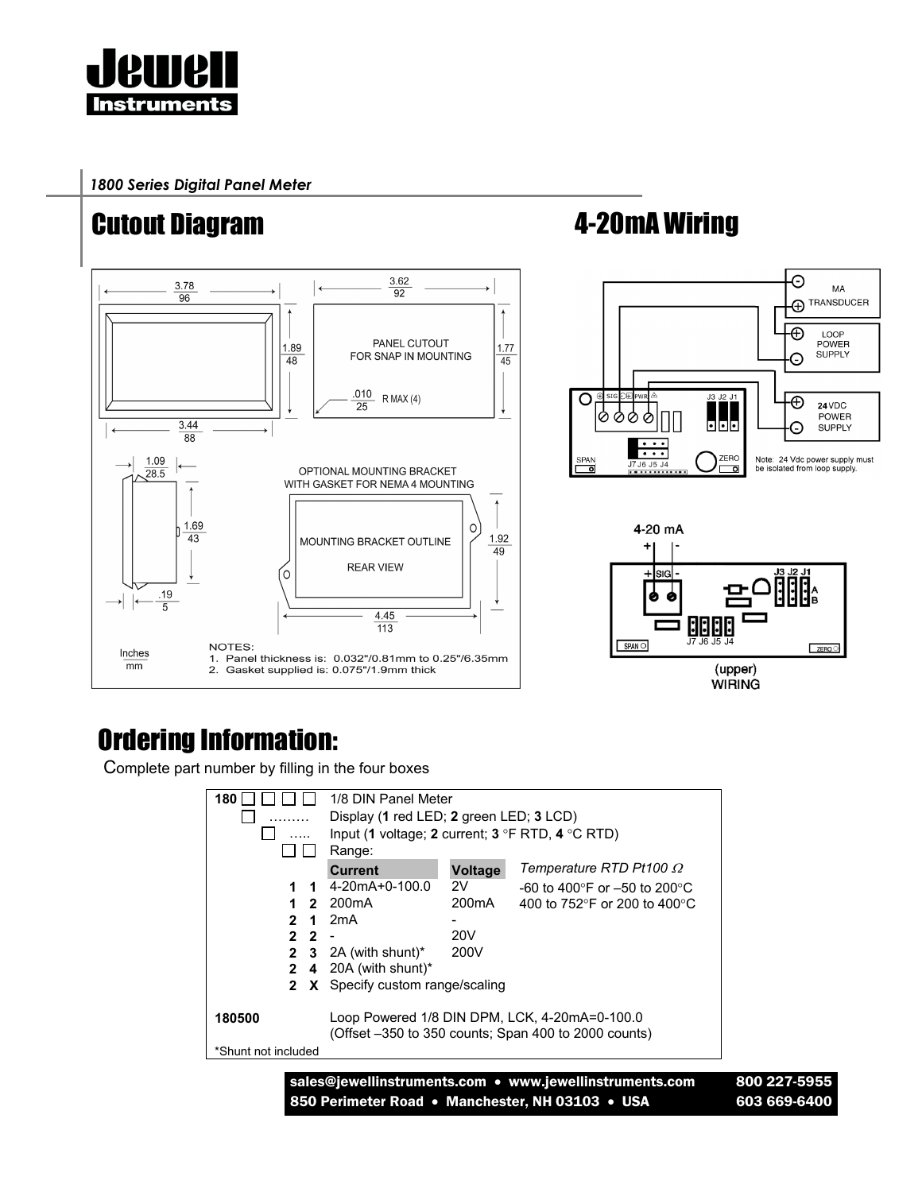*1800 Series Digital Panel Meter*

## Cutout Diagram

3.78
96

1.89
48

3.44
88

3.62
92

PANEL CUTOUT
FOR SNAP IN MOUNTING

1.77
45

.010
25
R MAX (4)

1.09
28.5

1.69
43

.19
5

OPTIONAL MOUNTING BRACKET
WITH GASKET FOR NEMA 4 MOUNTING

MOUNTING BRACKET OUTLINE

REAR VIEW

1.92
49

4.45
113

Inches
mm

NOTES:
1. Panel thickness is: 0.032"/0.81mm to 0.25"/6.35mm
2. Gasket supplied is: 0.075"/1.9mm thick

## 4-20mA Wiring

MA TRANSDUCER

LOOP POWER SUPPLY

24VDC POWER SUPPLY

SIG PWR

J3 J2 J1

SPAN

J7 J6 J5 J4

ZERO

Note: 24 Vdc power supply must be isolated from loop supply.

4-20 mA

+ SIG -

J3 J2 J1

A
B

J7 J6 J5 J4

SPAN

ZERO

(upper)
WIRING

## Ordering Information:

Complete part number by filling in the four boxes

| | | | |
|---|---|---|---|
| **180** ☐ ☐ ☐ ☐ | 1/8 DIN Panel Meter | | |
| ☐ ……… | Display (**1** red LED; **2** green LED; **3** LCD) | | |
| ☐ ….. | Input (**1** voltage; **2** current; **3** °F RTD, **4** °C RTD) | | |
| ☐ ☐ | Range: | | |
| | **Current** | **Voltage** | *Temperature RTD Pt100 Ω* |
| **1 1** | 4-20mA+0-100.0 | 2V | -60 to 400°F or –50 to 200°C |
| **1 2** | 200mA | 200mA | 400 to 752°F or 200 to 400°C |
| **2 1** | 2mA | - | |
| **2 2** | - | 20V | |
| **2 3** | 2A (with shunt)* | 200V | |
| **2 4** | 20A (with shunt)* | | |
| **2 X** | Specify custom range/scaling | | |
| **180500** | Loop Powered 1/8 DIN DPM, LCK, 4-20mA=0-100.0 (Offset –350 to 350 counts; Span 400 to 2000 counts) | | |

*Shunt not included

**sales@jewellinstruments.com • www.jewellinstruments.com 800 227-5955**
**850 Perimeter Road • Manchester, NH 03103 • USA 603 669-6400**